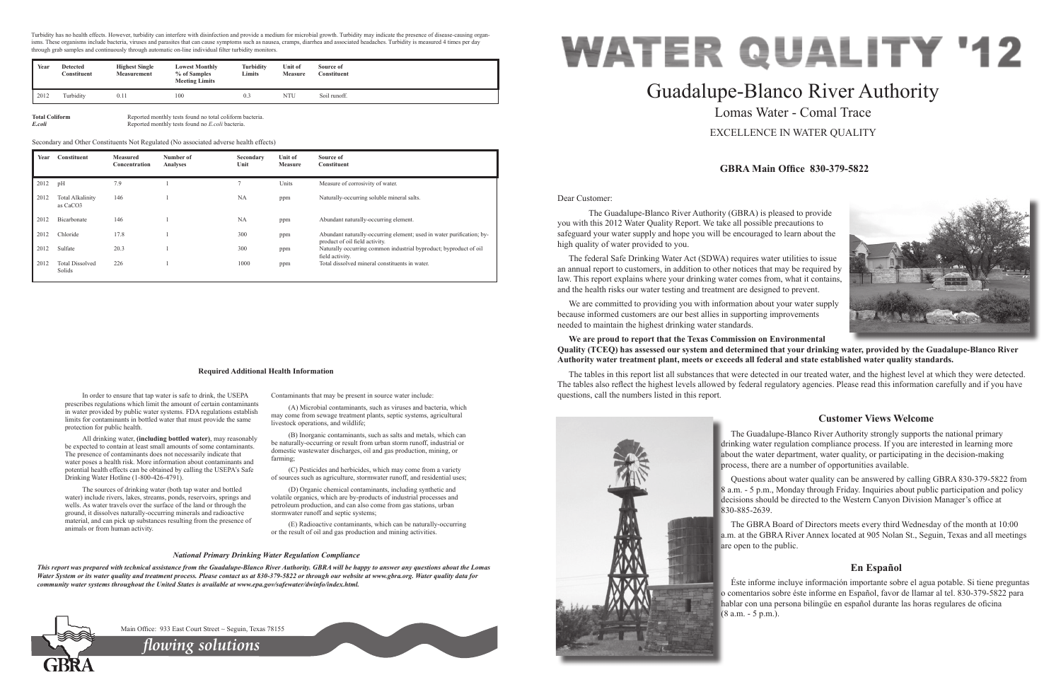Turbidity has no health effects. However, turbidity can interfere with disinfection and provide a medium for microbial growth. Turbidity may indicate the presence of disease-causing organisms. These organisms include bacteria, viruses and parasites that can cause symptoms such as nausea, cramps, diarrhea and associated headaches. Turbidity is measured 4 times per day through grab samples and continuously through automatic on-line individual filter turbidity monitors.

| Year | Detected Constituent | Highest Single Measurement | Lowest Monthly % of Samples Meeting Limits | Turbidity Limits | Unit of Measure | Source of Constituent |
|---|---|---|---|---|---|---|
| 2012 | Turbidity | 0.11 | 100 | 0.3 | NTU | Soil runoff. |

**Total Coliform** Reported monthly tests found no total coliform bacteria.
***E.coli*** Reported monthly tests found no *E.coli* bacteria.

Secondary and Other Constituents Not Regulated (No associated adverse health effects)

| Year | Constituent | Measured Concentration | Number of Analyses | Secondary Unit | Unit of Measure | Source of Constituent |
|---|---|---|---|---|---|---|
| 2012 | pH | 7.9 | 1 | 7 | Units | Measure of corrosivity of water. |
| 2012 | Total Alkalinity as $CaCO_3$ | 146 | 1 | NA | ppm | Naturally-occurring soluble mineral salts. |
| 2012 | Bicarbonate | 146 | 1 | NA | ppm | Abundant naturally-occurring element. |
| 2012 | Chloride | 17.8 | 1 | 300 | ppm | Abundant naturally-occurring element; used in water purification; by-product of oil field activity. |
| 2012 | Sulfate | 20.3 | 1 | 300 | ppm | Naturally occurring common industrial byproduct; byproduct of oil field activity. |
| 2012 | Total Dissolved Solids | 226 | 1 | 1000 | ppm | Total dissolved mineral constituents in water. |

### Required Additional Health Information

In order to ensure that tap water is safe to drink, the USEPA prescribes regulations which limit the amount of certain contaminants in water provided by public water systems. FDA regulations establish limits for contaminants in bottled water that must provide the same protection for public health.

All drinking water, **(including bottled water)**, may reasonably be expected to contain at least small amounts of some contaminants. The presence of contaminants does not necessarily indicate that water poses a health risk. More information about contaminants and potential health effects can be obtained by calling the USEPA's Safe Drinking Water Hotline (1-800-426-4791).

The sources of drinking water (both tap water and bottled water) include rivers, lakes, streams, ponds, reservoirs, springs and wells. As water travels over the surface of the land or through the ground, it dissolves naturally-occurring minerals and radioactive material, and can pick up substances resulting from the presence of animals or from human activity.

Contaminants that may be present in source water include:

(A) Microbial contaminants, such as viruses and bacteria, which may come from sewage treatment plants, septic systems, agricultural livestock operations, and wildlife;

(B) Inorganic contaminants, such as salts and metals, which can be naturally-occurring or result from urban storm runoff, industrial or domestic wastewater discharges, oil and gas production, mining, or farming;

(C) Pesticides and herbicides, which may come from a variety of sources such as agriculture, stormwater runoff, and residential uses;

(D) Organic chemical contaminants, including synthetic and volatile organics, which are by-products of industrial processes and petroleum production, and can also come from gas stations, urban stormwater runoff and septic systems;

(E) Radioactive contaminants, which can be naturally-occurring or the result of oil and gas production and mining activities.

*National Primary Drinking Water Regulation Compliance*

***This report was prepared with technical assistance from the Guadalupe-Blanco River Authority. GBRA will be happy to answer any questions about the Lomas Water System or its water quality and treatment process. Please contact us at 830-379-5822 or through our website at www.gbra.org. Water quality data for community water systems throughout the United States is available at www.epa.gov/safewater/dwinfo/index.html.***

Main Office: 933 East Court Street ~ Seguin, Texas 78155

*flowing solutions*

GBRA

# WATER QUALITY '12

## Guadalupe-Blanco River Authority

Lomas Water - Comal Trace

EXCELLENCE IN WATER QUALITY

**GBRA Main Office 830-379-5822**

Dear Customer:

The Guadalupe-Blanco River Authority (GBRA) is pleased to provide you with this 2012 Water Quality Report. We take all possible precautions to safeguard your water supply and hope you will be encouraged to learn about the high quality of water provided to you.

The federal Safe Drinking Water Act (SDWA) requires water utilities to issue an annual report to customers, in addition to other notices that may be required by law. This report explains where your drinking water comes from, what it contains, and the health risks our water testing and treatment are designed to prevent.

We are committed to providing you with information about your water supply because informed customers are our best allies in supporting improvements needed to maintain the highest drinking water standards.

**We are proud to report that the Texas Commission on Environmental Quality (TCEQ) has assessed our system and determined that your drinking water, provided by the Guadalupe-Blanco River Authority water treatment plant, meets or exceeds all federal and state established water quality standards.**

The tables in this report list all substances that were detected in our treated water, and the highest level at which they were detected. The tables also reflect the highest levels allowed by federal regulatory agencies. Please read this information carefully and if you have questions, call the numbers listed in this report.

### Customer Views Welcome

The Guadalupe-Blanco River Authority strongly supports the national primary drinking water regulation compliance process. If you are interested in learning more about the water department, water quality, or participating in the decision-making process, there are a number of opportunities available.

Questions about water quality can be answered by calling GBRA 830-379-5822 from 8 a.m. - 5 p.m., Monday through Friday. Inquiries about public participation and policy decisions should be directed to the Western Canyon Division Manager's office at 830-885-2639.

The GBRA Board of Directors meets every third Wednesday of the month at 10:00 a.m. at the GBRA River Annex located at 905 Nolan St., Seguin, Texas and all meetings are open to the public.

### En Español

Éste informe incluye información importante sobre el agua potable. Si tiene preguntas o comentarios sobre éste informe en Español, favor de llamar al tel. 830-379-5822 para hablar con una persona bilingüe en español durante las horas regulares de oficina (8 a.m. - 5 p.m.).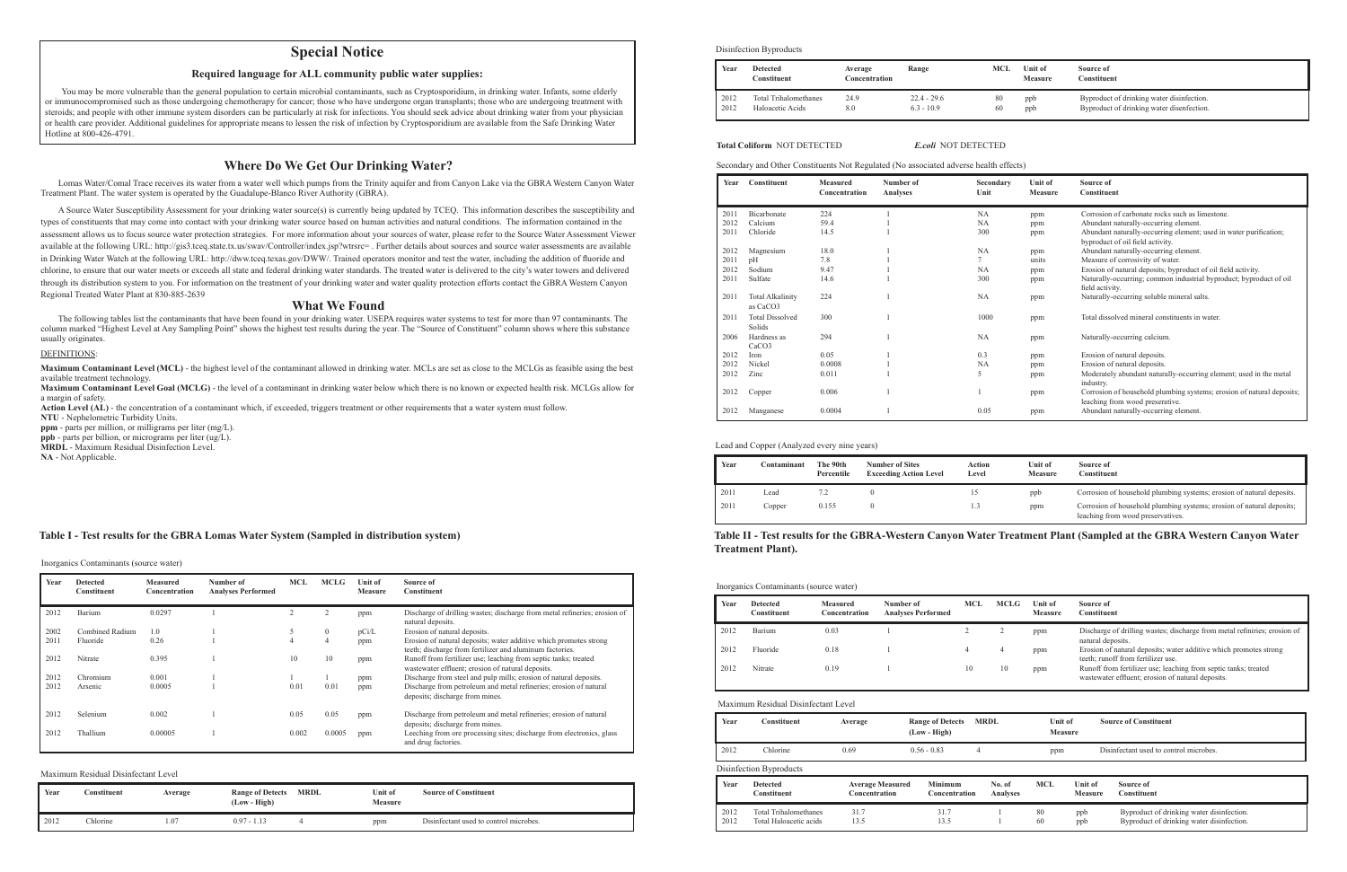# Special Notice

### Required language for ALL community public water supplies:

You may be more vulnerable than the general population to certain microbial contaminants, such as Cryptosporidium, in drinking water. Infants, some elderly or immunocompromised such as those undergoing chemotherapy for cancer; those who have undergone organ transplants; those who are undergoing treatment with steroids; and people with other immune system disorders can be particularly at risk for infections. You should seek advice about drinking water from your physician or health care provider. Additional guidelines for appropriate means to lessen the risk of infection by Cryptosporidium are available from the Safe Drinking Water Hotline at 800-426-4791.

## Where Do We Get Our Drinking Water?

Lomas Water/Comal Trace receives its water from a water well which pumps from the Trinity aquifer and from Canyon Lake via the GBRA Western Canyon Water Treatment Plant. The water system is operated by the Guadalupe-Blanco River Authority (GBRA).

A Source Water Susceptibility Assessment for your drinking water source(s) is currently being updated by TCEQ. This information describes the susceptibility and types of constituents that may come into contact with your drinking water source based on human activities and natural conditions. The information contained in the assessment allows us to focus source water protection strategies. For more information about your sources of water, please refer to the Source Water Assessment Viewer available at the following URL: http://gis3.tceq.state.tx.us/swav/Controller/index.jsp?wtrsrc= . Further details about sources and source water assessments are available in Drinking Water Watch at the following URL: http://dww.tceq.texas.gov/DWW/. Trained operators monitor and test the water, including the addition of fluoride and chlorine, to ensure that our water meets or exceeds all state and federal drinking water standards. The treated water is delivered to the city's water towers and delivered through its distribution system to you. For information on the treatment of your drinking water and water quality protection efforts contact the GBRA Western Canyon Regional Treated Water Plant at 830-885-2639

## What We Found

The following tables list the contaminants that have been found in your drinking water. USEPA requires water systems to test for more than 97 contaminants. The column marked "Highest Level at Any Sampling Point" shows the highest test results during the year. The "Source of Constituent" column shows where this substance usually originates.

DEFINITIONS:

**Maximum Contaminant Level (MCL)** - the highest level of the contaminant allowed in drinking water. MCLs are set as close to the MCLGs as feasible using the best available treatment technology.
**Maximum Contaminant Level Goal (MCLG)** - the level of a contaminant in drinking water below which there is no known or expected health risk. MCLGs allow for a margin of safety.
**Action Level (AL)** - the concentration of a contaminant which, if exceeded, triggers treatment or other requirements that a water system must follow.
**NTU** - Nephelometric Turbidity Units.
**ppm** - parts per million, or milligrams per liter (mg/L).
**ppb** - parts per billion, or micrograms per liter (ug/L).
**MRDL** - Maximum Residual Disinfection Level.
**NA** - Not Applicable.

## Table I - Test results for the GBRA Lomas Water System (Sampled in distribution system)

Inorganics Contaminants (source water)

| Year | Detected Constituent | Measured Concentration | Number of Analyses Performed | MCL | MCLG | Unit of Measure | Source of Constituent |
|---|---|---|---|---|---|---|---|
| 2012 | Barium | 0.0297 | 1 | 2 | 2 | ppm | Discharge of drilling wastes; discharge from metal refineries; erosion of natural deposits. |
| 2002 | Combined Radium | 1.0 | 1 | 5 | 0 | pCi/L | Erosion of natural deposits. |
| 2011 | Fluoride | 0.26 | 1 | 4 | 4 | ppm | Erosion of natural deposits; water additive which promotes strong teeth; discharge from fertilizer and aluminum factories. |
| 2012 | Nitrate | 0.395 | 1 | 10 | 10 | ppm | Runoff from fertilizer use; leaching from septic tanks; treated wastewater effluent; erosion of natural deposits. |
| 2012 | Chromium | 0.001 | 1 | 1 | 1 | ppm | Discharge from steel and pulp mills; erosion of natural deposits. |
| 2012 | Arsenic | 0.0005 | 1 | 0.01 | 0.01 | ppm | Discharge from petroleum and metal refineries; erosion of natural deposits; discharge from mines. |
| 2012 | Selenium | 0.002 | 1 | 0.05 | 0.05 | ppm | Discharge from petroleum and metal refineries; erosion of natural deposits; discharge from mines. |
| 2012 | Thallium | 0.00005 | 1 | 0.002 | 0.0005 | ppm | Leeching from ore processing sites; discharge from electronics, glass and drug factories. |

Maximum Residual Disinfectant Level

| Year | Constituent | Average | Range of Detects (Low - High) | MRDL | Unit of Measure | Source of Constituent |
|---|---|---|---|---|---|---|
| 2012 | Chlorine | 1.07 | 0.97 - 1.13 | 4 | ppm | Disinfectant used to control microbes. |

Disinfection Byproducts

| Year | Detected Constituent | Average Concentration | Range | MCL | Unit of Measure | Source of Constituent |
|---|---|---|---|---|---|---|
| 2012 | Total Trihalomethanes | 24.9 | 22.4 - 29.6 | 80 | ppb | Byproduct of drinking water disinfection. |
| 2012 | Haloacetic Acids | 8.0 | 6.3 - 10.9 | 60 | ppb | Byproduct of drinking water disenfection. |

**Total Coliform** NOT DETECTED **_E.coli_** NOT DETECTED

Secondary and Other Constituents Not Regulated (No associated adverse health effects)

| Year | Constituent | Measured Concentration | Number of Analyses | Secondary Unit | Unit of Measure | Source of Constituent |
|---|---|---|---|---|---|---|
| 2011 | Bicarbonate | 224 | 1 | NA | ppm | Corrosion of carbonate rocks such as limestone. |
| 2012 | Calcium | 59.4 | 1 | NA | ppm | Abundant naturally-occurring element. |
| 2011 | Chloride | 14.5 | 1 | 300 | ppm | Abundant naturally-occurring element; used in water purification; byproduct of oil field activity. |
| 2012 | Magnesium | 18.0 | 1 | NA | ppm | Abundant naturally-occurring element. |
| 2011 | pH | 7.8 | 1 | 7 | units | Measure of corrosivity of water. |
| 2012 | Sodium | 9.47 | 1 | NA | ppm | Erosion of natural deposits; byproduct of oil field activity. |
| 2011 | Sulfate | 14.6 | 1 | 300 | ppm | Naturally-occurring; common industrial byproduct; byproduct of oil field activity. |
| 2011 | Total Alkalinity as CaCO3 | 224 | 1 | NA | ppm | Naturally-occurring soluble mineral salts. |
| 2011 | Total Dissolved Solids | 300 | 1 | 1000 | ppm | Total dissolved mineral constituents in water. |
| 2006 | Hardness as CaCO3 | 294 | 1 | NA | ppm | Naturally-occurring calcium. |
| 2012 | Iron | 0.05 | 1 | 0.3 | ppm | Erosion of natural deposits. |
| 2012 | Nickel | 0.0008 | 1 | NA | ppm | Erosion of natural deposits. |
| 2012 | Zinc | 0.011 | 1 | 5 | ppm | Moderately abundant naturally-occurring element; used in the metal industry. |
| 2012 | Copper | 0.006 | 1 | 1 | ppm | Corrosion of household plumbing systems; erosion of natural deposits; leaching from wood preserative. |
| 2012 | Manganese | 0.0004 | 1 | 0.05 | ppm | Abundant naturally-occurring element. |

Lead and Copper (Analyzed every nine years)

| Year | Contaminant | The 90th Percentile | Number of Sites Exceeding Action Level | Action Level | Unit of Measure | Source of Constituent |
|---|---|---|---|---|---|---|
| 2011 | Lead | 7.2 | 0 | 15 | ppb | Corrosion of household plumbing systems; erosion of natural deposits. |
| 2011 | Copper | 0.155 | 0 | 1.3 | ppm | Corrosion of household plumbing systems; erosion of natural deposits; leaching from wood preservatives. |

## Table II - Test results for the GBRA-Western Canyon Water Treatment Plant (Sampled at the GBRA Western Canyon Water Treatment Plant).

Inorganics Contaminants (source water)

| Year | Detected Constituent | Measured Concentration | Number of Analyses Performed | MCL | MCLG | Unit of Measure | Source of Constituent |
|---|---|---|---|---|---|---|---|
| 2012 | Barium | 0.03 | 1 | 2 | 2 | ppm | Discharge of drilling wastes; discharge from metal refinities; erosion of natural deposits. |
| 2012 | Fluoride | 0.18 | 1 | 4 | 4 | ppm | Erosion of natural deposits; water additive which promotes strong teeth; runoff from fertilizer use. |
| 2012 | Nitrate | 0.19 | 1 | 10 | 10 | ppm | Runoff from fertilizer use; leaching from septic tanks; treated wastewater effluent; erosion of natural deposits. |

Maximum Residual Disinfectant Level

| Year | Constituent | Average | Range of Detects (Low - High) | MRDL | Unit of Measure | Source of Constituent |
|---|---|---|---|---|---|---|
| 2012 | Chlorine | 0.69 | 0.56 - 0.83 | 4 | ppm | Disinfectant used to control microbes. |

Disinfection Byproducts

| Year | Detected Constituent | Average Measured Concentration | Minimum Concentration | No. of Analyses | MCL | Unit of Measure | Source of Constituent |
|---|---|---|---|---|---|---|---|
| 2012 | Total Trihalomethanes | 31.7 | 31.7 | 1 | 80 | ppb | Byproduct of drinking water disinfection. |
| 2012 | Total Haloacetic acids | 13.5 | 13.5 | 1 | 60 | ppb | Byproduct of drinking water disinfection. |